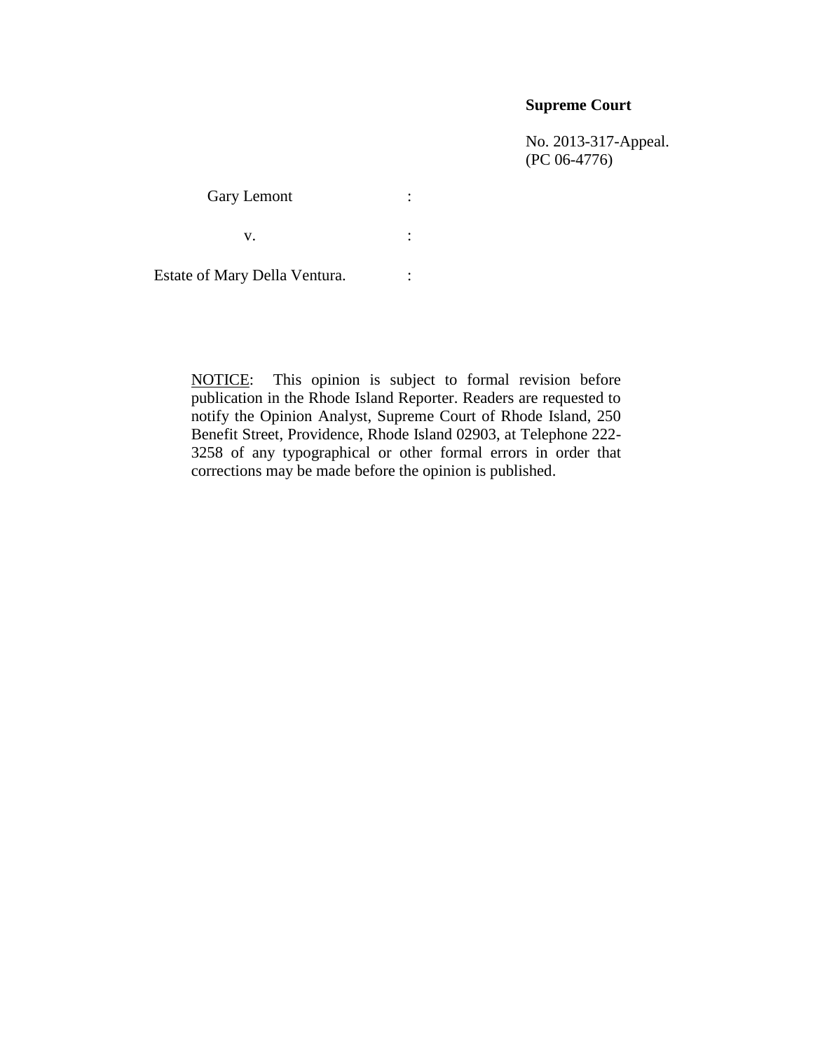**Supreme Court**

No. 2013-317-Appeal.
(PC 06-4776)

Gary Lemont :

v. :

Estate of Mary Della Ventura. :

NOTICE: This opinion is subject to formal revision before publication in the Rhode Island Reporter. Readers are requested to notify the Opinion Analyst, Supreme Court of Rhode Island, 250 Benefit Street, Providence, Rhode Island 02903, at Telephone 222-3258 of any typographical or other formal errors in order that corrections may be made before the opinion is published.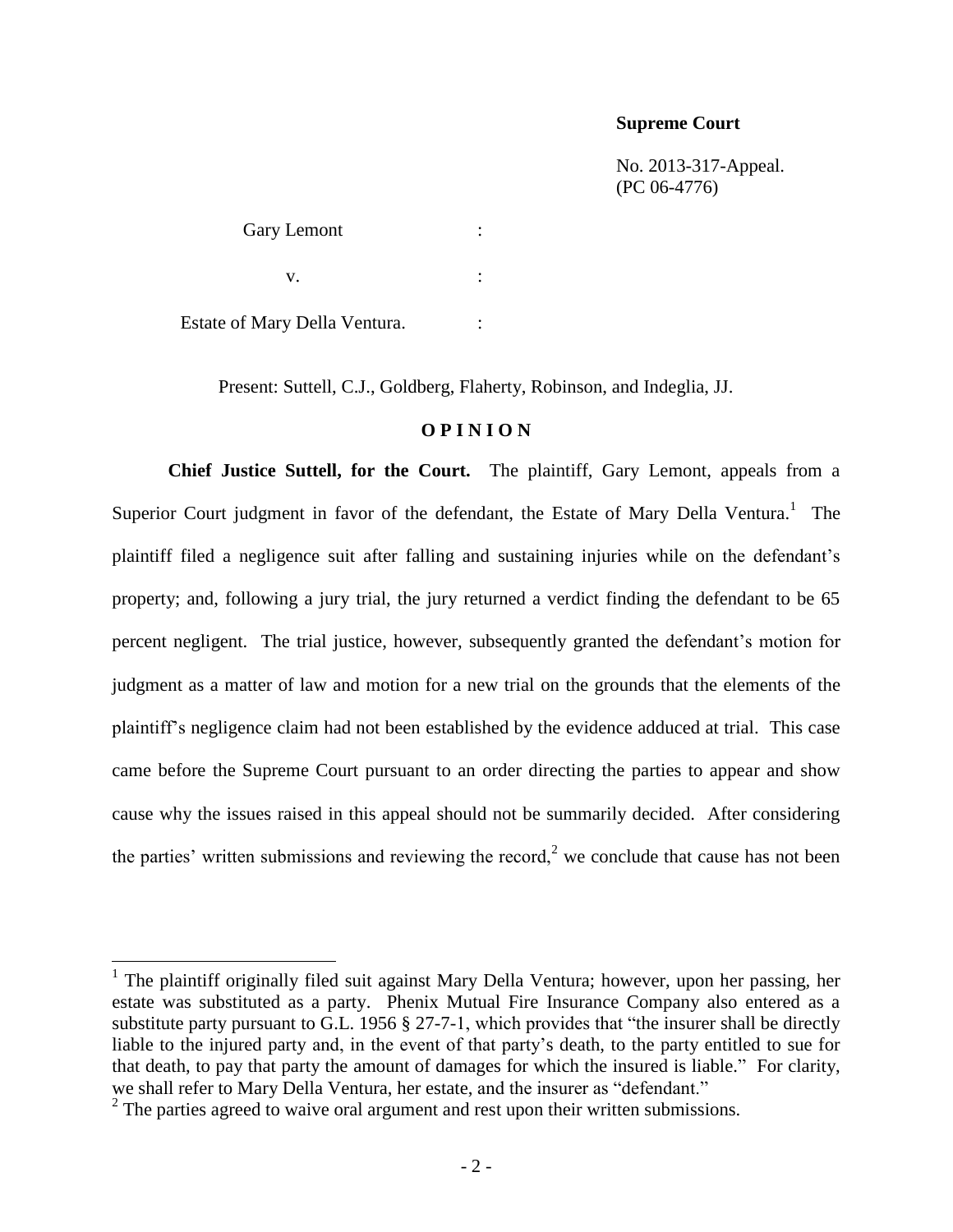**Supreme Court**

No. 2013-317-Appeal.
(PC 06-4776)

Gary Lemont :

v. :

Estate of Mary Della Ventura. :

Present: Suttell, C.J., Goldberg, Flaherty, Robinson, and Indeglia, JJ.

**O P I N I O N**

**Chief Justice Suttell, for the Court.** The plaintiff, Gary Lemont, appeals from a Superior Court judgment in favor of the defendant, the Estate of Mary Della Ventura.[1] The plaintiff filed a negligence suit after falling and sustaining injuries while on the defendant's property; and, following a jury trial, the jury returned a verdict finding the defendant to be 65 percent negligent. The trial justice, however, subsequently granted the defendant's motion for judgment as a matter of law and motion for a new trial on the grounds that the elements of the plaintiff's negligence claim had not been established by the evidence adduced at trial. This case came before the Supreme Court pursuant to an order directing the parties to appear and show cause why the issues raised in this appeal should not be summarily decided. After considering the parties' written submissions and reviewing the record,[2] we conclude that cause has not been

---

[1] The plaintiff originally filed suit against Mary Della Ventura; however, upon her passing, her estate was substituted as a party. Phenix Mutual Fire Insurance Company also entered as a substitute party pursuant to G.L. 1956 § 27-7-1, which provides that "the insurer shall be directly liable to the injured party and, in the event of that party's death, to the party entitled to sue for that death, to pay that party the amount of damages for which the insured is liable." For clarity, we shall refer to Mary Della Ventura, her estate, and the insurer as "defendant."

[2] The parties agreed to waive oral argument and rest upon their written submissions.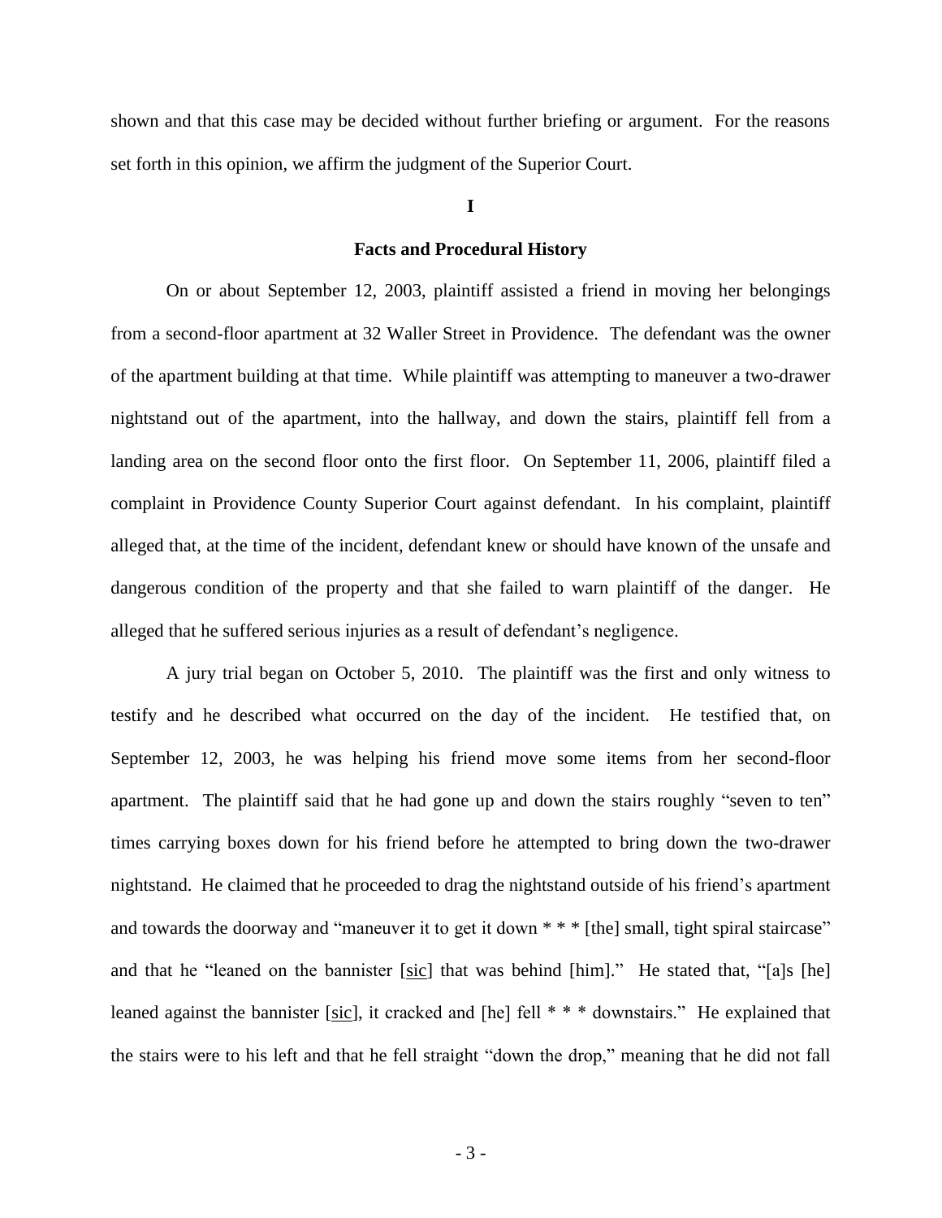shown and that this case may be decided without further briefing or argument. For the reasons set forth in this opinion, we affirm the judgment of the Superior Court.

**I**

**Facts and Procedural History**

On or about September 12, 2003, plaintiff assisted a friend in moving her belongings from a second-floor apartment at 32 Waller Street in Providence. The defendant was the owner of the apartment building at that time. While plaintiff was attempting to maneuver a two-drawer nightstand out of the apartment, into the hallway, and down the stairs, plaintiff fell from a landing area on the second floor onto the first floor. On September 11, 2006, plaintiff filed a complaint in Providence County Superior Court against defendant. In his complaint, plaintiff alleged that, at the time of the incident, defendant knew or should have known of the unsafe and dangerous condition of the property and that she failed to warn plaintiff of the danger. He alleged that he suffered serious injuries as a result of defendant's negligence.

A jury trial began on October 5, 2010. The plaintiff was the first and only witness to testify and he described what occurred on the day of the incident. He testified that, on September 12, 2003, he was helping his friend move some items from her second-floor apartment. The plaintiff said that he had gone up and down the stairs roughly "seven to ten" times carrying boxes down for his friend before he attempted to bring down the two-drawer nightstand. He claimed that he proceeded to drag the nightstand outside of his friend's apartment and towards the doorway and "maneuver it to get it down * * * [the] small, tight spiral staircase" and that he "leaned on the bannister [sic] that was behind [him]." He stated that, "[a]s [he] leaned against the bannister [sic], it cracked and [he] fell * * * downstairs." He explained that the stairs were to his left and that he fell straight "down the drop," meaning that he did not fall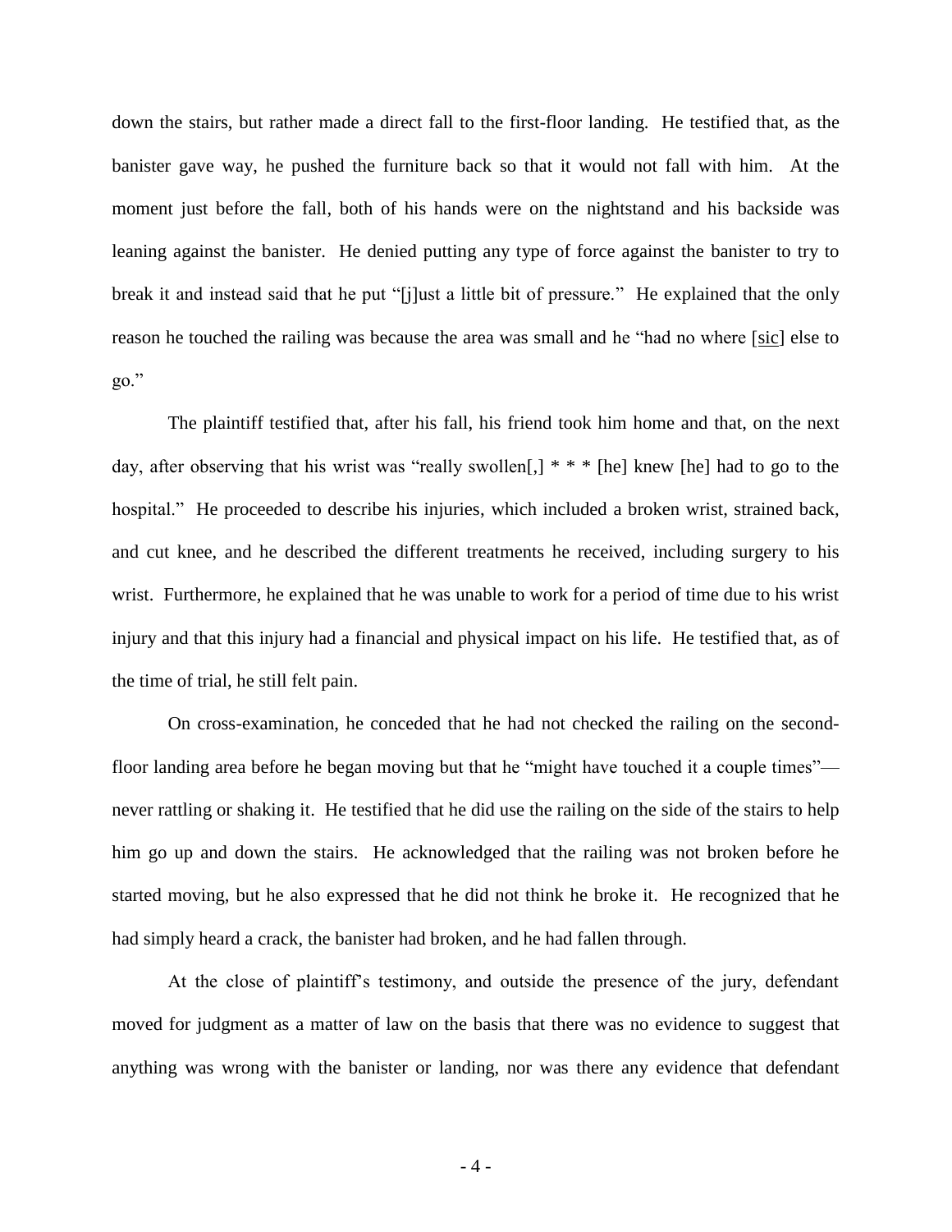down the stairs, but rather made a direct fall to the first-floor landing. He testified that, as the banister gave way, he pushed the furniture back so that it would not fall with him. At the moment just before the fall, both of his hands were on the nightstand and his backside was leaning against the banister. He denied putting any type of force against the banister to try to break it and instead said that he put "[j]ust a little bit of pressure." He explained that the only reason he touched the railing was because the area was small and he "had no where [sic] else to go."

The plaintiff testified that, after his fall, his friend took him home and that, on the next day, after observing that his wrist was "really swollen[,] * * * [he] knew [he] had to go to the hospital." He proceeded to describe his injuries, which included a broken wrist, strained back, and cut knee, and he described the different treatments he received, including surgery to his wrist. Furthermore, he explained that he was unable to work for a period of time due to his wrist injury and that this injury had a financial and physical impact on his life. He testified that, as of the time of trial, he still felt pain.

On cross-examination, he conceded that he had not checked the railing on the second-floor landing area before he began moving but that he "might have touched it a couple times"—never rattling or shaking it. He testified that he did use the railing on the side of the stairs to help him go up and down the stairs. He acknowledged that the railing was not broken before he started moving, but he also expressed that he did not think he broke it. He recognized that he had simply heard a crack, the banister had broken, and he had fallen through.

At the close of plaintiff's testimony, and outside the presence of the jury, defendant moved for judgment as a matter of law on the basis that there was no evidence to suggest that anything was wrong with the banister or landing, nor was there any evidence that defendant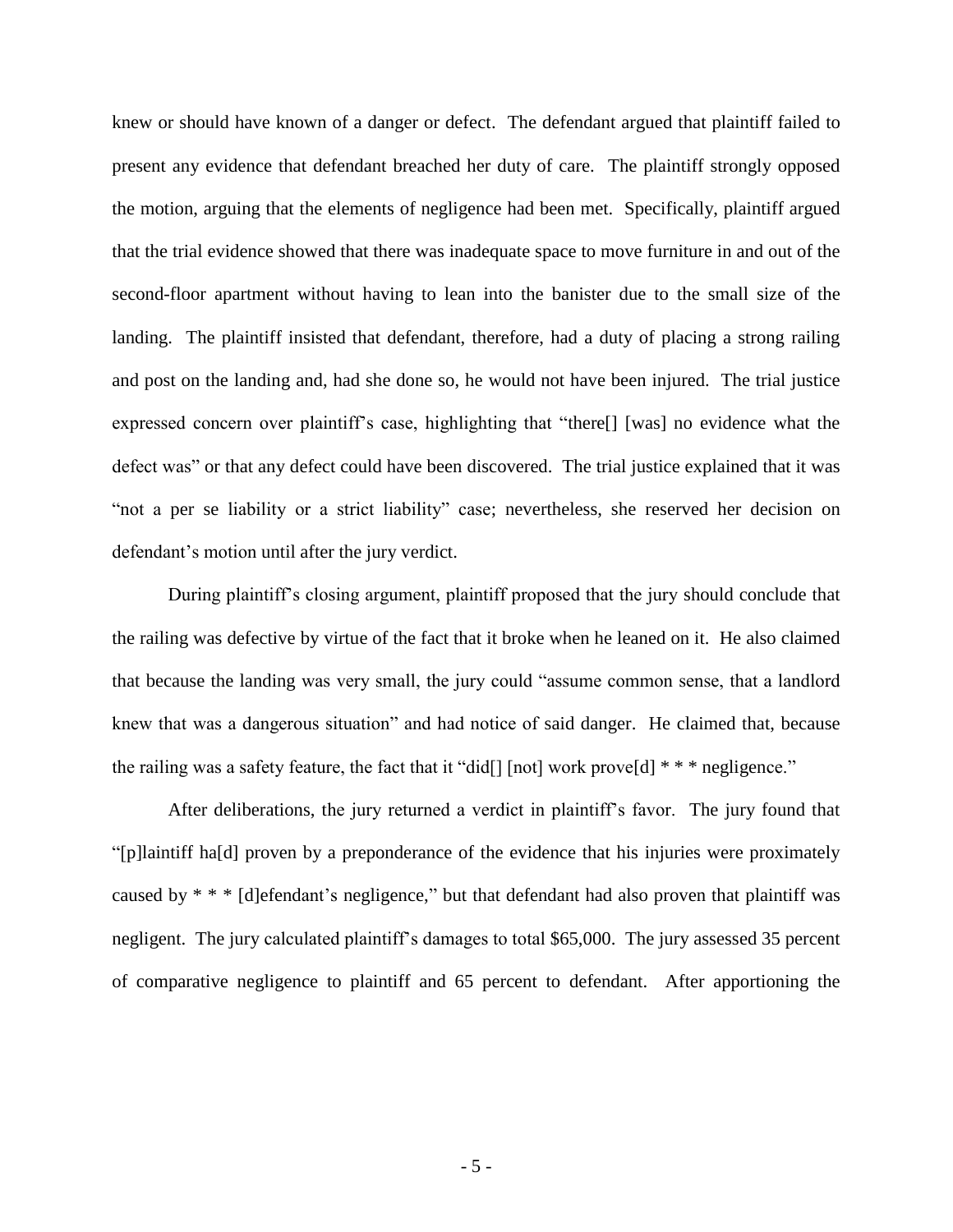knew or should have known of a danger or defect. The defendant argued that plaintiff failed to present any evidence that defendant breached her duty of care. The plaintiff strongly opposed the motion, arguing that the elements of negligence had been met. Specifically, plaintiff argued that the trial evidence showed that there was inadequate space to move furniture in and out of the second-floor apartment without having to lean into the banister due to the small size of the landing. The plaintiff insisted that defendant, therefore, had a duty of placing a strong railing and post on the landing and, had she done so, he would not have been injured. The trial justice expressed concern over plaintiff's case, highlighting that "there[] [was] no evidence what the defect was" or that any defect could have been discovered. The trial justice explained that it was "not a per se liability or a strict liability" case; nevertheless, she reserved her decision on defendant's motion until after the jury verdict.

During plaintiff's closing argument, plaintiff proposed that the jury should conclude that the railing was defective by virtue of the fact that it broke when he leaned on it. He also claimed that because the landing was very small, the jury could "assume common sense, that a landlord knew that was a dangerous situation" and had notice of said danger. He claimed that, because the railing was a safety feature, the fact that it "did[] [not] work prove[d] * * * negligence."

After deliberations, the jury returned a verdict in plaintiff's favor. The jury found that "[p]laintiff ha[d] proven by a preponderance of the evidence that his injuries were proximately caused by * * * [d]efendant's negligence," but that defendant had also proven that plaintiff was negligent. The jury calculated plaintiff's damages to total $65,000. The jury assessed 35 percent of comparative negligence to plaintiff and 65 percent to defendant. After apportioning the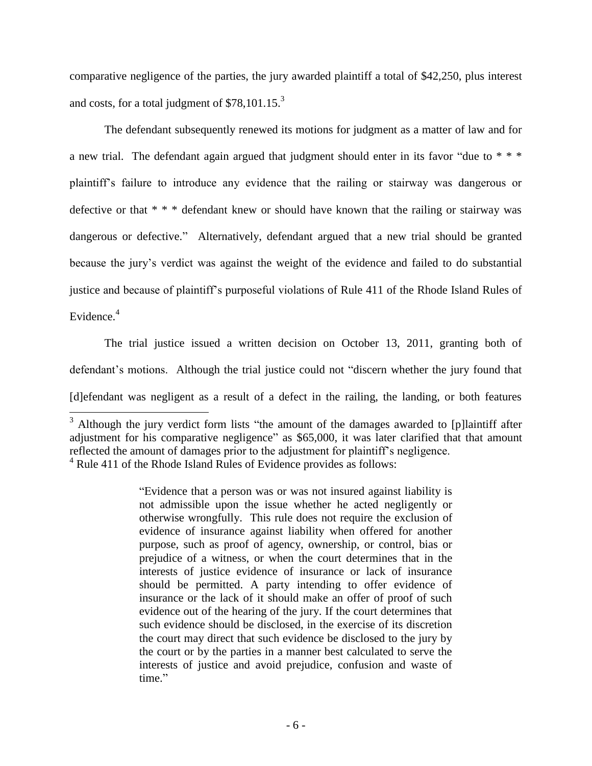comparative negligence of the parties, the jury awarded plaintiff a total of $42,250, plus interest and costs, for a total judgment of $78,101.15.[3]

The defendant subsequently renewed its motions for judgment as a matter of law and for a new trial. The defendant again argued that judgment should enter in its favor "due to * * * plaintiff's failure to introduce any evidence that the railing or stairway was dangerous or defective or that * * * defendant knew or should have known that the railing or stairway was dangerous or defective." Alternatively, defendant argued that a new trial should be granted because the jury's verdict was against the weight of the evidence and failed to do substantial justice and because of plaintiff's purposeful violations of Rule 411 of the Rhode Island Rules of Evidence.[4]

The trial justice issued a written decision on October 13, 2011, granting both of defendant's motions. Although the trial justice could not "discern whether the jury found that [d]efendant was negligent as a result of a defect in the railing, the landing, or both features

---

[3] Although the jury verdict form lists "the amount of the damages awarded to [p]laintiff after adjustment for his comparative negligence" as $65,000, it was later clarified that that amount reflected the amount of damages prior to the adjustment for plaintiff's negligence.

[4] Rule 411 of the Rhode Island Rules of Evidence provides as follows:

> "Evidence that a person was or was not insured against liability is not admissible upon the issue whether he acted negligently or otherwise wrongfully. This rule does not require the exclusion of evidence of insurance against liability when offered for another purpose, such as proof of agency, ownership, or control, bias or prejudice of a witness, or when the court determines that in the interests of justice evidence of insurance or lack of insurance should be permitted. A party intending to offer evidence of insurance or the lack of it should make an offer of proof of such evidence out of the hearing of the jury. If the court determines that such evidence should be disclosed, in the exercise of its discretion the court may direct that such evidence be disclosed to the jury by the court or by the parties in a manner best calculated to serve the interests of justice and avoid prejudice, confusion and waste of time."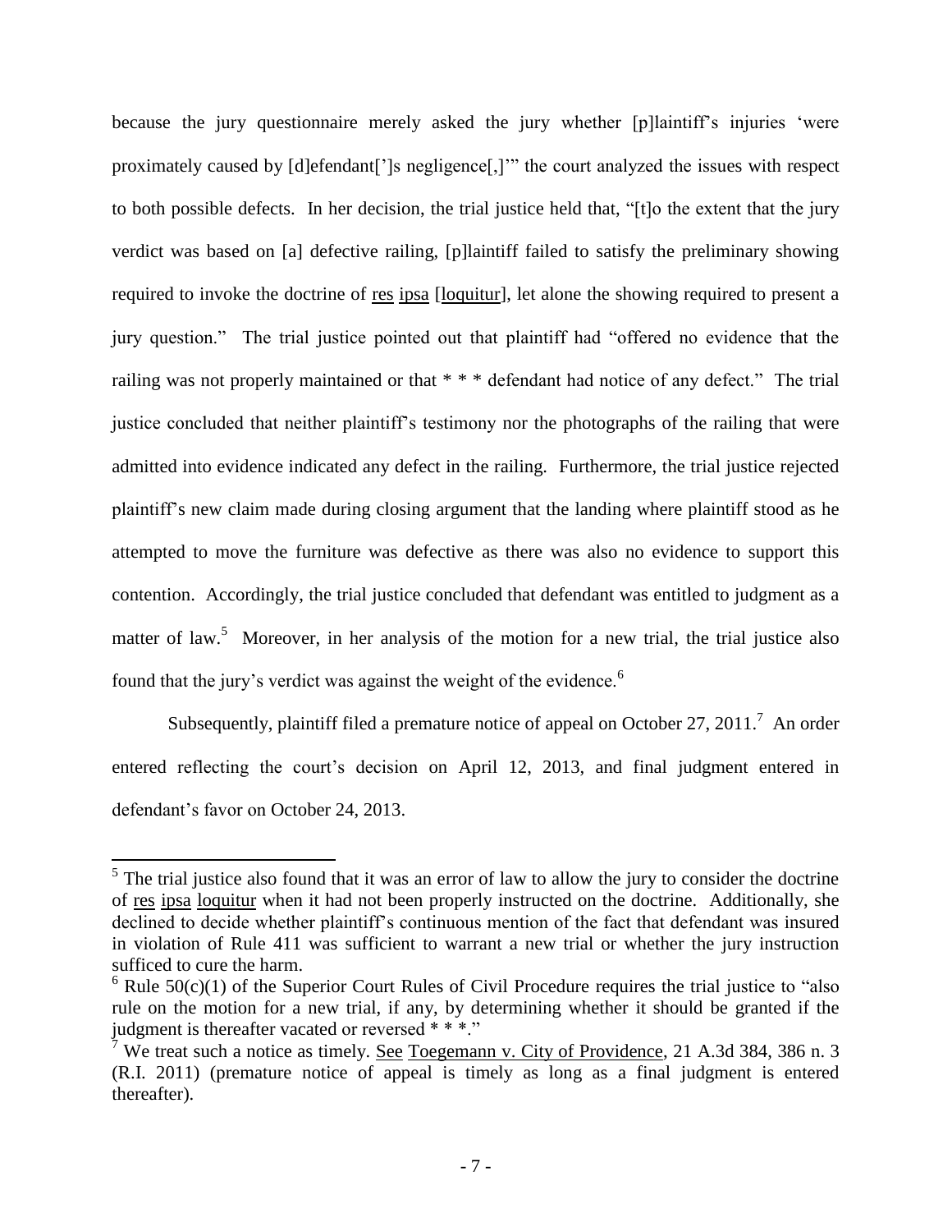because the jury questionnaire merely asked the jury whether [p]laintiff's injuries 'were proximately caused by [d]efendant[']s negligence[,]'" the court analyzed the issues with respect to both possible defects. In her decision, the trial justice held that, "[t]o the extent that the jury verdict was based on [a] defective railing, [p]laintiff failed to satisfy the preliminary showing required to invoke the doctrine of res ipsa [loquitur], let alone the showing required to present a jury question." The trial justice pointed out that plaintiff had "offered no evidence that the railing was not properly maintained or that * * * defendant had notice of any defect." The trial justice concluded that neither plaintiff's testimony nor the photographs of the railing that were admitted into evidence indicated any defect in the railing. Furthermore, the trial justice rejected plaintiff's new claim made during closing argument that the landing where plaintiff stood as he attempted to move the furniture was defective as there was also no evidence to support this contention. Accordingly, the trial justice concluded that defendant was entitled to judgment as a matter of law.[5] Moreover, in her analysis of the motion for a new trial, the trial justice also found that the jury's verdict was against the weight of the evidence.[6]

Subsequently, plaintiff filed a premature notice of appeal on October 27, 2011.[7] An order entered reflecting the court's decision on April 12, 2013, and final judgment entered in defendant's favor on October 24, 2013.

---

[5] The trial justice also found that it was an error of law to allow the jury to consider the doctrine of res ipsa loquitur when it had not been properly instructed on the doctrine. Additionally, she declined to decide whether plaintiff's continuous mention of the fact that defendant was insured in violation of Rule 411 was sufficient to warrant a new trial or whether the jury instruction sufficed to cure the harm.

[6] Rule 50(c)(1) of the Superior Court Rules of Civil Procedure requires the trial justice to "also rule on the motion for a new trial, if any, by determining whether it should be granted if the judgment is thereafter vacated or reversed * * *."

[7] We treat such a notice as timely. See Toegemann v. City of Providence, 21 A.3d 384, 386 n. 3 (R.I. 2011) (premature notice of appeal is timely as long as a final judgment is entered thereafter).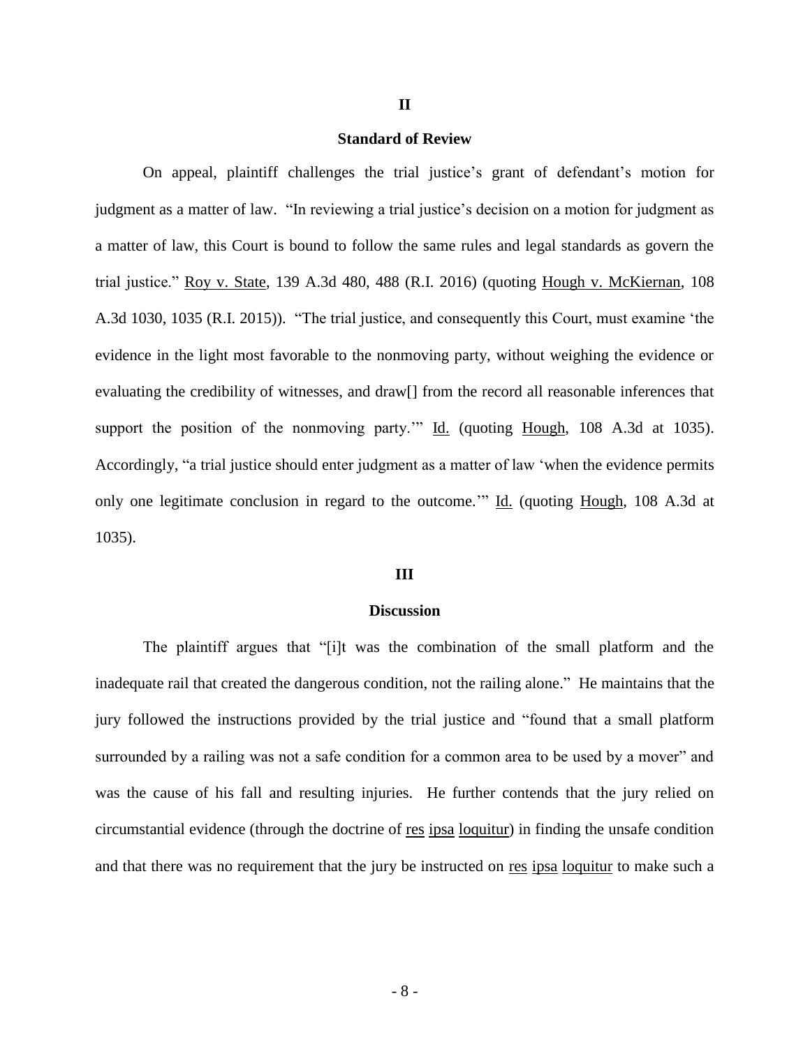## II

## Standard of Review

On appeal, plaintiff challenges the trial justice's grant of defendant's motion for judgment as a matter of law. "In reviewing a trial justice's decision on a motion for judgment as a matter of law, this Court is bound to follow the same rules and legal standards as govern the trial justice." Roy v. State, 139 A.3d 480, 488 (R.I. 2016) (quoting Hough v. McKiernan, 108 A.3d 1030, 1035 (R.I. 2015)). "The trial justice, and consequently this Court, must examine 'the evidence in the light most favorable to the nonmoving party, without weighing the evidence or evaluating the credibility of witnesses, and draw[] from the record all reasonable inferences that support the position of the nonmoving party.'" Id. (quoting Hough, 108 A.3d at 1035). Accordingly, "a trial justice should enter judgment as a matter of law 'when the evidence permits only one legitimate conclusion in regard to the outcome.'" Id. (quoting Hough, 108 A.3d at 1035).

## III

## Discussion

The plaintiff argues that "[i]t was the combination of the small platform and the inadequate rail that created the dangerous condition, not the railing alone." He maintains that the jury followed the instructions provided by the trial justice and "found that a small platform surrounded by a railing was not a safe condition for a common area to be used by a mover" and was the cause of his fall and resulting injuries. He further contends that the jury relied on circumstantial evidence (through the doctrine of res ipsa loquitur) in finding the unsafe condition and that there was no requirement that the jury be instructed on res ipsa loquitur to make such a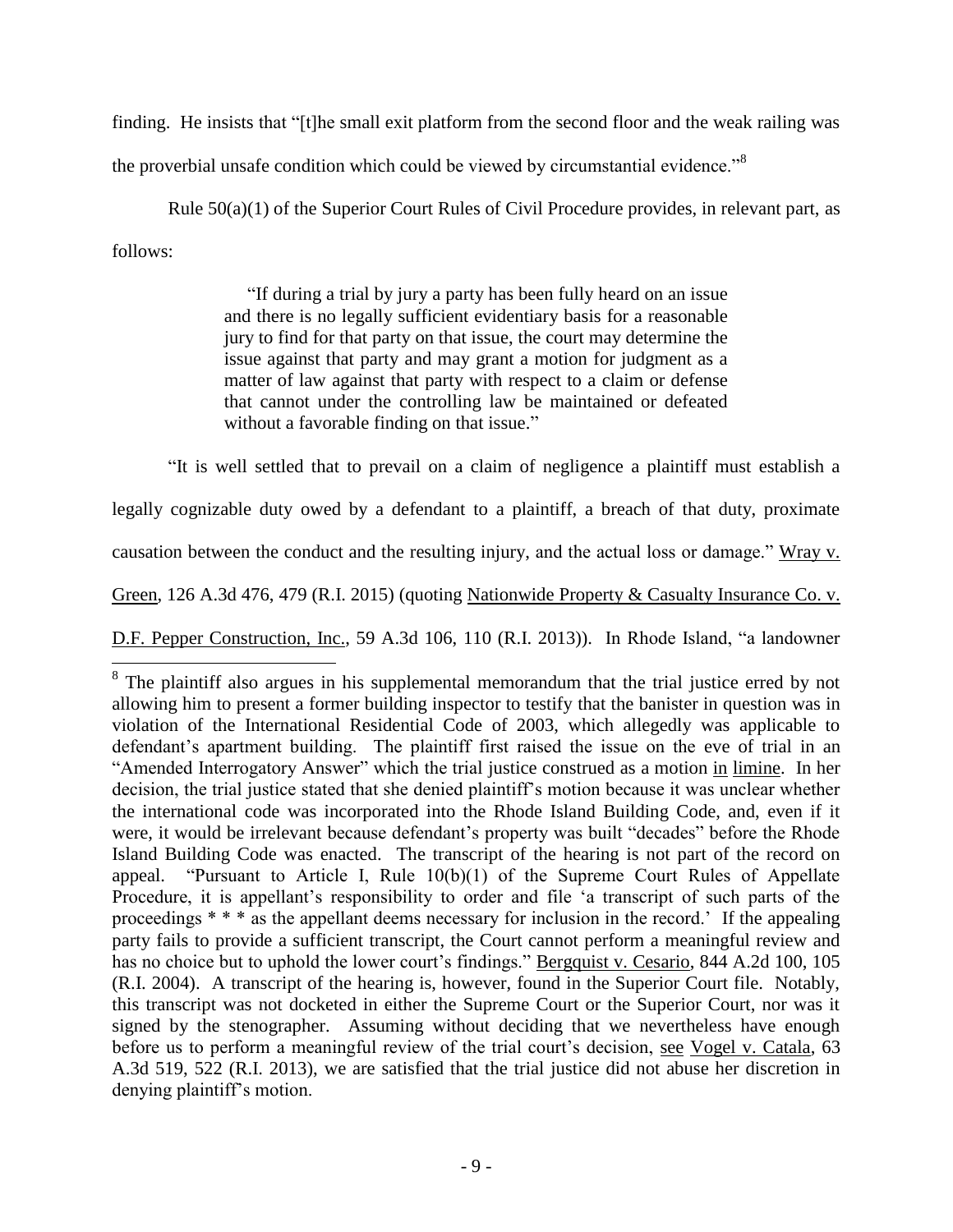finding. He insists that "[t]he small exit platform from the second floor and the weak railing was the proverbial unsafe condition which could be viewed by circumstantial evidence."[8]

Rule 50(a)(1) of the Superior Court Rules of Civil Procedure provides, in relevant part, as follows:

> "If during a trial by jury a party has been fully heard on an issue and there is no legally sufficient evidentiary basis for a reasonable jury to find for that party on that issue, the court may determine the issue against that party and may grant a motion for judgment as a matter of law against that party with respect to a claim or defense that cannot under the controlling law be maintained or defeated without a favorable finding on that issue."

"It is well settled that to prevail on a claim of negligence a plaintiff must establish a legally cognizable duty owed by a defendant to a plaintiff, a breach of that duty, proximate causation between the conduct and the resulting injury, and the actual loss or damage." Wray v. Green, 126 A.3d 476, 479 (R.I. 2015) (quoting Nationwide Property & Casualty Insurance Co. v. D.F. Pepper Construction, Inc., 59 A.3d 106, 110 (R.I. 2013)). In Rhode Island, "a landowner

---

[8] The plaintiff also argues in his supplemental memorandum that the trial justice erred by not allowing him to present a former building inspector to testify that the banister in question was in violation of the International Residential Code of 2003, which allegedly was applicable to defendant's apartment building. The plaintiff first raised the issue on the eve of trial in an "Amended Interrogatory Answer" which the trial justice construed as a motion in limine. In her decision, the trial justice stated that she denied plaintiff's motion because it was unclear whether the international code was incorporated into the Rhode Island Building Code, and, even if it were, it would be irrelevant because defendant's property was built "decades" before the Rhode Island Building Code was enacted. The transcript of the hearing is not part of the record on appeal. "Pursuant to Article I, Rule 10(b)(1) of the Supreme Court Rules of Appellate Procedure, it is appellant's responsibility to order and file 'a transcript of such parts of the proceedings * * * as the appellant deems necessary for inclusion in the record.' If the appealing party fails to provide a sufficient transcript, the Court cannot perform a meaningful review and has no choice but to uphold the lower court's findings." Bergquist v. Cesario, 844 A.2d 100, 105 (R.I. 2004). A transcript of the hearing is, however, found in the Superior Court file. Notably, this transcript was not docketed in either the Supreme Court or the Superior Court, nor was it signed by the stenographer. Assuming without deciding that we nevertheless have enough before us to perform a meaningful review of the trial court's decision, see Vogel v. Catala, 63 A.3d 519, 522 (R.I. 2013), we are satisfied that the trial justice did not abuse her discretion in denying plaintiff's motion.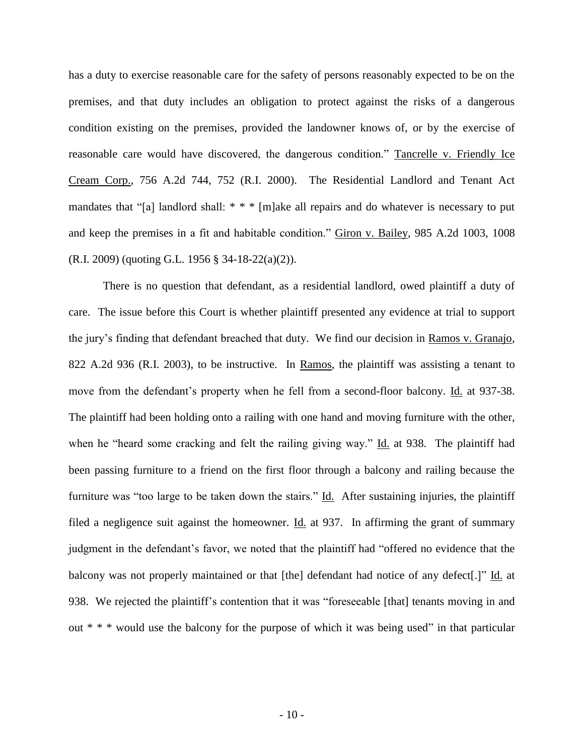has a duty to exercise reasonable care for the safety of persons reasonably expected to be on the premises, and that duty includes an obligation to protect against the risks of a dangerous condition existing on the premises, provided the landowner knows of, or by the exercise of reasonable care would have discovered, the dangerous condition." Tancrelle v. Friendly Ice Cream Corp., 756 A.2d 744, 752 (R.I. 2000). The Residential Landlord and Tenant Act mandates that "[a] landlord shall: * * * [m]ake all repairs and do whatever is necessary to put and keep the premises in a fit and habitable condition." Giron v. Bailey, 985 A.2d 1003, 1008 (R.I. 2009) (quoting G.L. 1956 § 34-18-22(a)(2)).

There is no question that defendant, as a residential landlord, owed plaintiff a duty of care. The issue before this Court is whether plaintiff presented any evidence at trial to support the jury's finding that defendant breached that duty. We find our decision in Ramos v. Granajo, 822 A.2d 936 (R.I. 2003), to be instructive. In Ramos, the plaintiff was assisting a tenant to move from the defendant's property when he fell from a second-floor balcony. Id. at 937-38. The plaintiff had been holding onto a railing with one hand and moving furniture with the other, when he "heard some cracking and felt the railing giving way." Id. at 938. The plaintiff had been passing furniture to a friend on the first floor through a balcony and railing because the furniture was "too large to be taken down the stairs." Id. After sustaining injuries, the plaintiff filed a negligence suit against the homeowner. Id. at 937. In affirming the grant of summary judgment in the defendant's favor, we noted that the plaintiff had "offered no evidence that the balcony was not properly maintained or that [the] defendant had notice of any defect[.]" Id. at 938. We rejected the plaintiff's contention that it was "foreseeable [that] tenants moving in and out * * * would use the balcony for the purpose of which it was being used" in that particular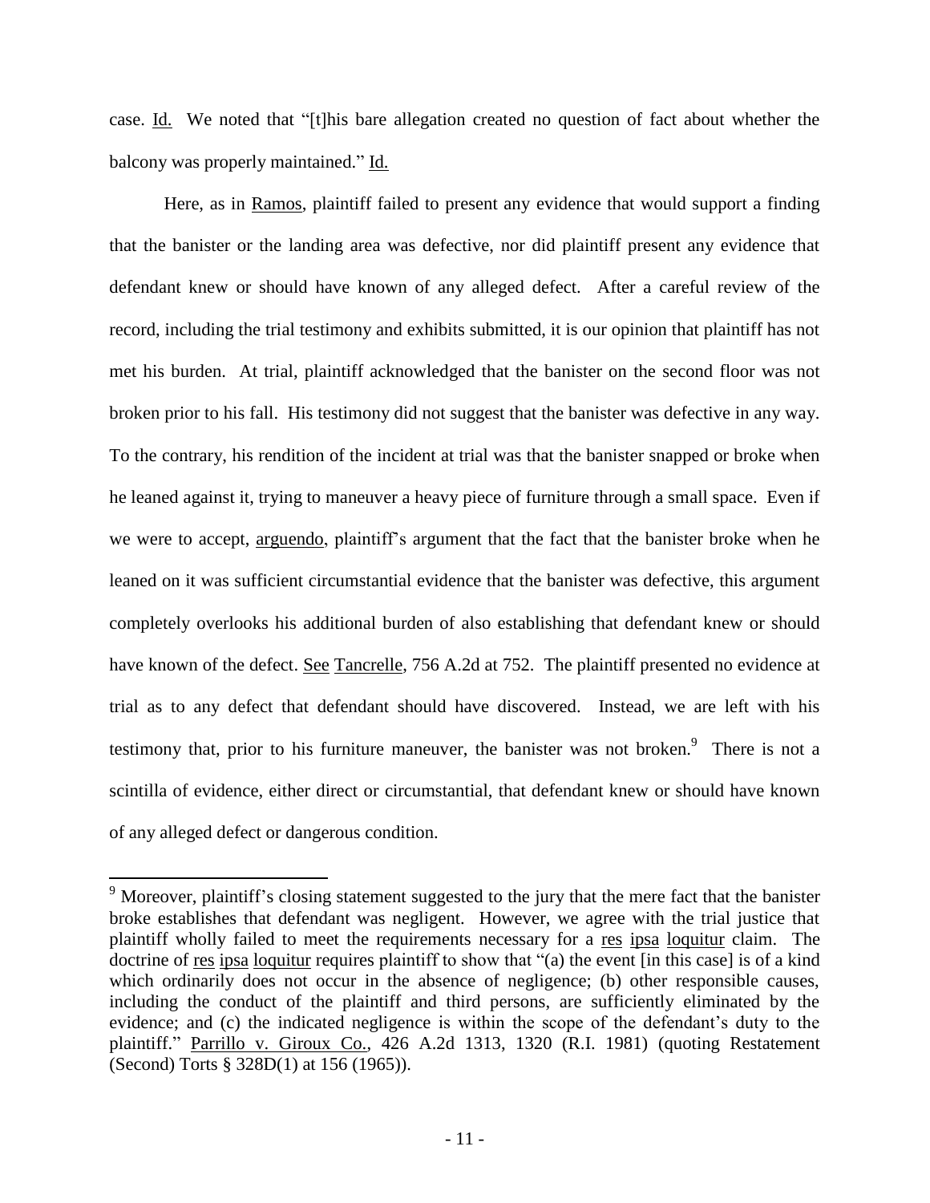case. Id. We noted that "[t]his bare allegation created no question of fact about whether the balcony was properly maintained." Id.

Here, as in Ramos, plaintiff failed to present any evidence that would support a finding that the banister or the landing area was defective, nor did plaintiff present any evidence that defendant knew or should have known of any alleged defect. After a careful review of the record, including the trial testimony and exhibits submitted, it is our opinion that plaintiff has not met his burden. At trial, plaintiff acknowledged that the banister on the second floor was not broken prior to his fall. His testimony did not suggest that the banister was defective in any way. To the contrary, his rendition of the incident at trial was that the banister snapped or broke when he leaned against it, trying to maneuver a heavy piece of furniture through a small space. Even if we were to accept, arguendo, plaintiff's argument that the fact that the banister broke when he leaned on it was sufficient circumstantial evidence that the banister was defective, this argument completely overlooks his additional burden of also establishing that defendant knew or should have known of the defect. See Tancrelle, 756 A.2d at 752. The plaintiff presented no evidence at trial as to any defect that defendant should have discovered. Instead, we are left with his testimony that, prior to his furniture maneuver, the banister was not broken.[9] There is not a scintilla of evidence, either direct or circumstantial, that defendant knew or should have known of any alleged defect or dangerous condition.

---

[9] Moreover, plaintiff's closing statement suggested to the jury that the mere fact that the banister broke establishes that defendant was negligent. However, we agree with the trial justice that plaintiff wholly failed to meet the requirements necessary for a res ipsa loquitur claim. The doctrine of res ipsa loquitur requires plaintiff to show that "(a) the event [in this case] is of a kind which ordinarily does not occur in the absence of negligence; (b) other responsible causes, including the conduct of the plaintiff and third persons, are sufficiently eliminated by the evidence; and (c) the indicated negligence is within the scope of the defendant's duty to the plaintiff." Parrillo v. Giroux Co., 426 A.2d 1313, 1320 (R.I. 1981) (quoting Restatement (Second) Torts § 328D(1) at 156 (1965)).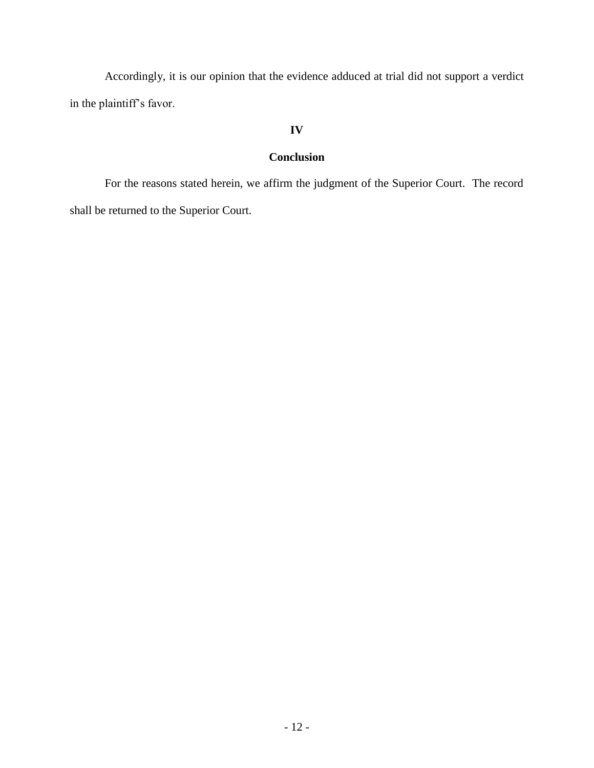Accordingly, it is our opinion that the evidence adduced at trial did not support a verdict in the plaintiff's favor.

## IV

## Conclusion

For the reasons stated herein, we affirm the judgment of the Superior Court. The record shall be returned to the Superior Court.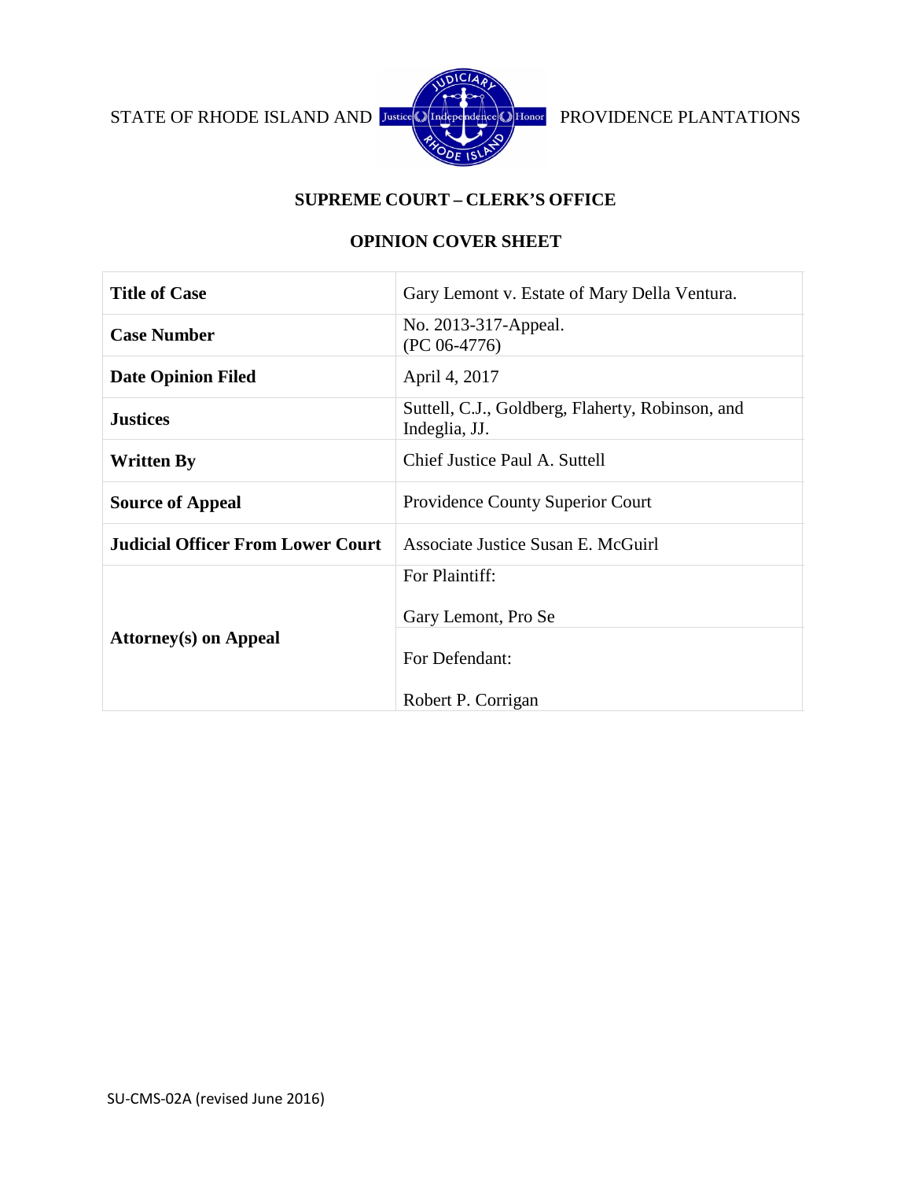STATE OF RHODE ISLAND AND PROVIDENCE PLANTATIONS

**SUPREME COURT – CLERK'S OFFICE**

**OPINION COVER SHEET**

| | |
|---|---|
| **Title of Case** | Gary Lemont v. Estate of Mary Della Ventura. |
| **Case Number** | No. 2013-317-Appeal.<br>(PC 06-4776) |
| **Date Opinion Filed** | April 4, 2017 |
| **Justices** | Suttell, C.J., Goldberg, Flaherty, Robinson, and Indeglia, JJ. |
| **Written By** | Chief Justice Paul A. Suttell |
| **Source of Appeal** | Providence County Superior Court |
| **Judicial Officer From Lower Court** | Associate Justice Susan E. McGuirl |
| **Attorney(s) on Appeal** | For Plaintiff:<br><br>Gary Lemont, Pro Se |
| | For Defendant:<br><br>Robert P. Corrigan |

SU-CMS-02A (revised June 2016)